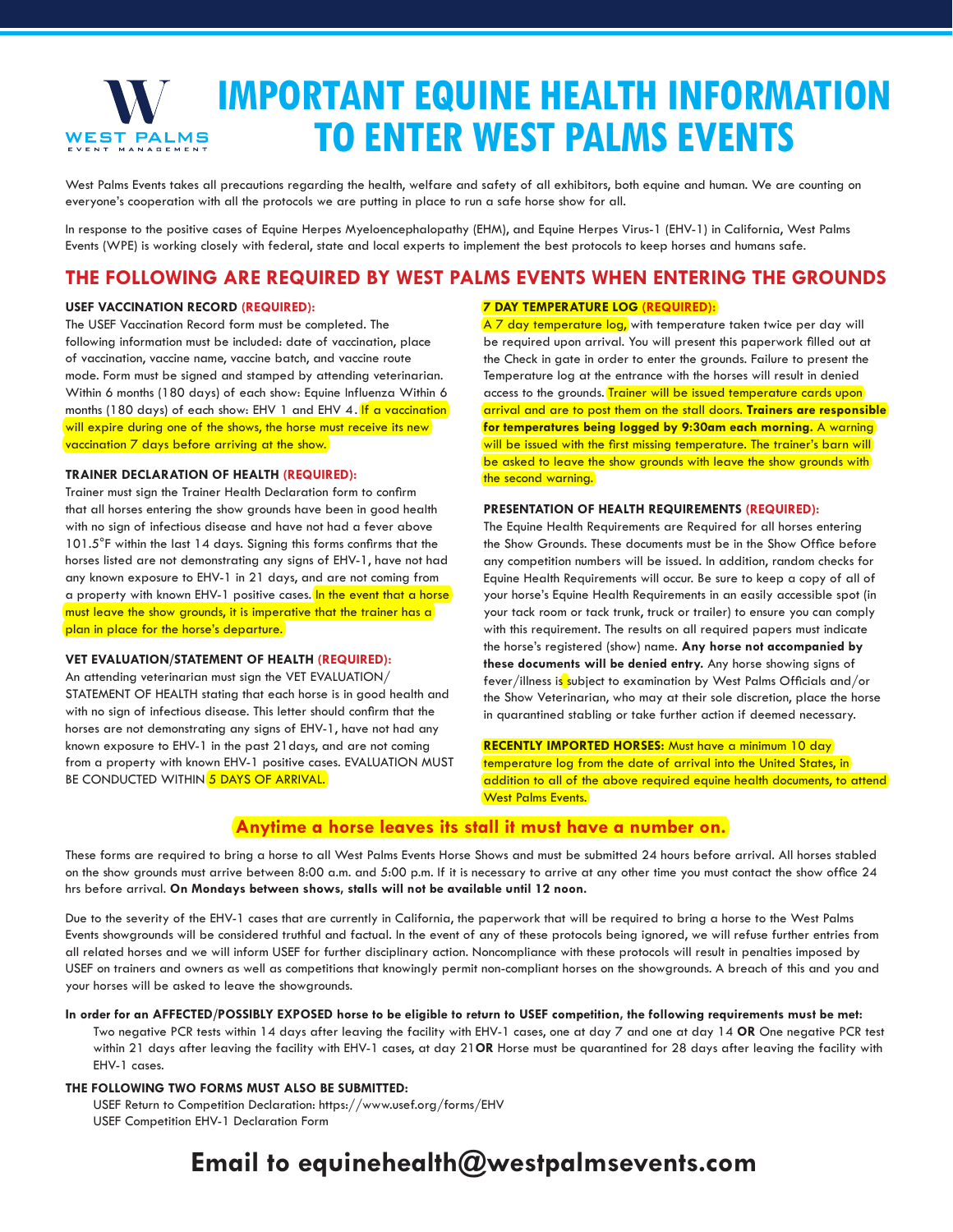# IMPORTANT EQUINE HEALTH INFORMATION TO ENTER WEST PALMS EVENTS

West Palms Events takes all precautions regarding the health, welfare and safety of all exhibitors, both equine and human. We are counting on everyone's cooperation with all the protocols we are putting in place to run a safe horse show for all.

In response to the positive cases of Equine Herpes Myeloencephalopathy (EHM), and Equine Herpes Virus-1 (EHV-1) in California, West Palms Events (WPE) is working closely with federal, state and local experts to implement the best protocols to keep horses and humans safe.

## THE FOLLOWING ARE REQUIRED BY WEST PALMS EVENTS WHEN ENTERING THE GROUNDS

### USEF VACCINATION RECORD (REQUIRED):

The USEF Vaccination Record form must be completed. The following information must be included: date of vaccination, place of vaccination, vaccine name, vaccine batch, and vaccine route mode. Form must be signed and stamped by attending veterinarian. Within 6 months (180 days) of each show: Equine Influenza Within 6 months (180 days) of each show: EHV 1 and EHV 4. If a vaccination will expire during one of the shows, the horse must receive its new vaccination 7 days before arriving at the show.

### TRAINER DECLARATION OF HEALTH (REQUIRED):

Trainer must sign the Trainer Health Declaration form to confirm that all horses entering the show grounds have been in good health with no sign of infectious disease and have not had a fever above 101.5°F within the last 14 days. Signing this forms confirms that the horses listed are not demonstrating any signs of EHV-1, have not had any known exposure to EHV-1 in 21 days, and are not coming from a property with known EHV-1 positive cases. In the event that a horse must leave the show grounds, it is imperative that the trainer has a plan in place for the horse's departure.

### VET EVALUATION/STATEMENT OF HEALTH (REQUIRED):

An attending veterinarian must sign the VET EVALUATION/ STATEMENT OF HEALTH stating that each horse is in good health and with no sign of infectious disease. This letter should confirm that the horses are not demonstrating any signs of EHV-1, have not had any known exposure to EHV-1 in the past 21days, and are not coming from a property with known EHV-1 positive cases. EVALUATION MUST BE CONDUCTED WITHIN 5 DAYS OF ARRIVAL.

### 7 DAY TEMPERATURE LOG (REQUIRED):

A 7 day temperature log, with temperature taken twice per day will be required upon arrival. You will present this paperwork filled out at the Check in gate in order to enter the grounds. Failure to present the Temperature log at the entrance with the horses will result in denied access to the grounds. Trainer will be issued temperature cards upon arrival and are to post them on the stall doors. **Trainers are responsible for temperatures being logged by 9:30am each morning.** A warning will be issued with the first missing temperature. The trainer's barn will be asked to leave the show grounds with leave the show grounds with the second warning.

### PRESENTATION OF HEALTH REQUIREMENTS (REQUIRED):

The Equine Health Requirements are Required for all horses entering the Show Grounds. These documents must be in the Show Office before any competition numbers will be issued. In addition, random checks for Equine Health Requirements will occur. Be sure to keep a copy of all of your horse's Equine Health Requirements in an easily accessible spot (in your tack room or tack trunk, truck or trailer) to ensure you can comply with this requirement. The results on all required papers must indicate the horse's registered (show) name. **Any horse not accompanied by these documents will be denied entry.** Any horse showing signs of fever/illness is subject to examination by West Palms Officials and/or the Show Veterinarian, who may at their sole discretion, place the horse in quarantined stabling or take further action if deemed necessary.

**RECENTLY IMPORTED HORSES:** Must have a minimum 10 day temperature log from the date of arrival into the United States, in addition to all of the above required equine health documents, to attend West Palms Events.

**Anytime a horse leaves its stall it must have a number on.**

These forms are required to bring a horse to all West Palms Events Horse Shows and must be submitted 24 hours before arrival. All horses stabled on the show grounds must arrive between 8:00 a.m. and 5:00 p.m. If it is necessary to arrive at any other time you must contact the show office 24 hrs before arrival. **On Mondays between shows, stalls will not be available until 12 noon.**

Due to the severity of the EHV-1 cases that are currently in California, the paperwork that will be required to bring a horse to the West Palms Events showgrounds will be considered truthful and factual. In the event of any of these protocols being ignored, we will refuse further entries from all related horses and we will inform USEF for further disciplinary action. Noncompliance with these protocols will result in penalties imposed by USEF on trainers and owners as well as competitions that knowingly permit non-compliant horses on the showgrounds. A breach of this and you and your horses will be asked to leave the showgrounds.

**In order for an AFFECTED/POSSIBLY EXPOSED horse to be eligible to return to USEF competition, the following requirements must be met:**

Two negative PCR tests within 14 days after leaving the facility with EHV-1 cases, one at day 7 and one at day 14 **OR** One negative PCR test within 21 days after leaving the facility with EHV-1 cases, at day 21**OR** Horse must be quarantined for 28 days after leaving the facility with EHV-1 cases.

**THE FOLLOWING TWO FORMS MUST ALSO BE SUBMITTED:**

USEF Return to Competition Declaration: https://www.usef.org/forms/EHV
USEF Competition EHV-1 Declaration Form

## Email to equinehealth@westpalmsevents.com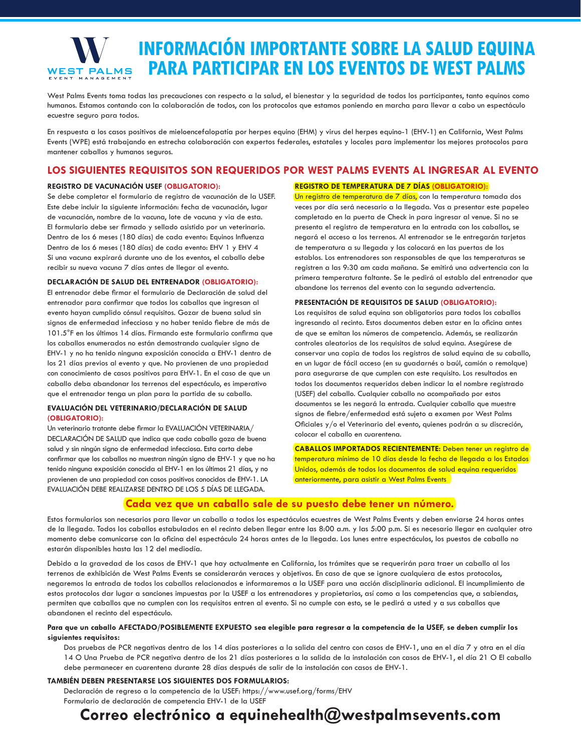# INFORMACIÓN IMPORTANTE SOBRE LA SALUD EQUINA PARA PARTICIPAR EN LOS EVENTOS DE WEST PALMS

West Palms Events toma todas las precauciones con respecto a la salud, el bienestar y la seguridad de todos los participantes, tanto equinos como humanos. Estamos contando con la colaboración de todos, con los protocolos que estamos poniendo en marcha para llevar a cabo un espectáculo ecuestre seguro para todos.

En respuesta a los casos positivos de mieloencefalopatía por herpes equino (EHM) y virus del herpes equino-1 (EHV-1) en California, West Palms Events (WPE) está trabajando en estrecha colaboración con expertos federales, estatales y locales para implementar los mejores protocolos para mantener caballos y humanos seguros.

## LOS SIGUIENTES REQUISITOS SON REQUERIDOS POR WEST PALMS EVENTS AL INGRESAR AL EVENTO

**REGISTRO DE VACUNACIÓN USEF (OBLIGATORIO):**
Se debe completar el formulario de registro de vacunación de la USEF. Este debe incluir la siguiente información: fecha de vacunación, lugar de vacunación, nombre de la vacuna, lote de vacuna y via de esta. El formulario debe ser firmado y sellado asistido por un veterinario.
Dentro de los 6 meses (180 días) de cada evento: Equinos Influenza
Dentro de los 6 meses (180 días) de cada evento: EHV 1 y EHV 4
Si una vacuna expirará durante uno de los eventos, el caballo debe recibir su nueva vacuna 7 días antes de llegar al evento.

**DECLARACIÓN DE SALUD DEL ENTRENADOR (OBLIGATORIO):**
El entrenador debe firmar el formulario de Declaración de salud del entrenador para confirmar que todos los caballos que ingresan al evento hayan cumplido cónsul requisitos. Gozar de buena salud sin signos de enfermedad infecciosa y no haber tenido fiebre de más de 101.5°F en los últimos 14 días. Firmando este formulario confirma que los caballos enumerados no están demostrando cualquier signo de EHV-1 y no ha tenido ninguna exposición conocida a EHV-1 dentro de los 21 días previos al evento y que. No provienen de una propiedad con conocimiento de casos positivos para EHV-1. En el caso de que un caballo deba abandonar los terrenos del espectáculo, es imperativo que el entrenador tenga un plan para la partida de su caballo.

**EVALUACIÓN DEL VETERINARIO/DECLARACIÓN DE SALUD (OBLIGATORIO):**
Un veterinario tratante debe firmar la EVALUACIÓN VETERINARIA/ DECLARACIÓN DE SALUD que indica que cada caballo goza de buena salud y sin ningún signo de enfermedad infecciosa. Esta carta debe confirmar que los caballos no muestran ningún signo de EHV-1 y que no ha tenido ninguna exposición conocida al EHV-1 en los últimos 21 días, y no provienen de una propiedad con casos positivos conocidos de EHV-1. LA EVALUACIÓN DEBE REALIZARSE DENTRO DE LOS 5 DÍAS DE LLEGADA.

**REGISTRO DE TEMPERATURA DE 7 DÍAS (OBLIGATORIO):**
Un registro de temperatura de 7 días, con la temperatura tomada dos veces por día será necesario a la llegada. Vas a presentar este papeleo completado en la puerta de Check in para ingresar al venue. Si no se presenta el registro de temperatura en la entrada con los caballos, se negará el acceso a los terrenos. Al entrenador se le entregarán tarjetas de temperatura a su llegada y las colocará en las puertas de los establos. Los entrenadores son responsables de que las temperaturas se registren a las 9:30 am cada mañana. Se emitirá una advertencia con la primera temperatura faltante. Se le pedirá al establo del entrenador que abandone los terrenos del evento con la segunda advertencia.

**PRESENTACIÓN DE REQUISITOS DE SALUD (OBLIGATORIO):**
Los requisitos de salud equina son obligatorios para todos los caballos ingresando al recinto. Estos documentos deben estar en la oficina antes de que se emitan los números de competencia. Además, se realizarán controles aleatorios de los requisitos de salud equina. Asegúrese de conservar una copia de todos los registros de salud equina de su caballo, en un lugar de fácil acceso (en su guadarnés o baúl, camión o remolque) para asegurarse de que cumplen con este requisito. Los resultados en todos los documentos requeridos deben indicar la el nombre registrado (USEF) del caballo. Cualquier caballo no acompañado por estos documentos se le negará la entrada. Cualquier caballo que muestre signos de fiebre/enfermedad está sujeto a examen por West Palms Oficiales y/o el Veterinario del evento, quienes podrán a su discreción, colocar el caballo en cuarentena.

**CABALLOS IMPORTADOS RECIENTEMENTE:** Deben tener un registro de temperatura mínimo de 10 días desde la fecha de llegada a los Estados Unidos, además de todos los documentos de salud equina requeridos anteriormente, para asistir a West Palms Events

**Cada vez que un caballo sale de su puesto debe tener un número.**

Estos formularios son necesarios para llevar un caballo a todos los espectáculos ecuestres de West Palms Events y deben enviarse 24 horas antes de la llegada. Todos los caballos estabulados en el recinto deben llegar entre las 8:00 a.m. y las 5:00 p.m. Si es necesario llegar en cualquier otro momento debe comunicarse con la oficina del espectáculo 24 horas antes de la llegada. Los lunes entre espectáculos, los puestos de caballo no estarán disponibles hasta las 12 del mediodía.

Debido a la gravedad de los casos de EHV-1 que hay actualmente en California, los trámites que se requerirán para traer un caballo al los terrenos de exhibición de West Palms Events se considerarán veraces y objetivos. En caso de que se ignore cualquiera de estos protocolos, negaremos la entrada de todos los caballos relacionados e informaremos a la USEF para una acción disciplinaria adicional. El incumplimiento de estos protocolos dar lugar a sanciones impuestas por la USEF a los entrenadores y propietarios, así como a las competencias que, a sabiendas, permiten que caballos que no cumplen con los requisitos entren al evento. Si no cumple con esto, se le pedirá a usted y a sus caballos que abandonen el recinto del espectáculo.

**Para que un caballo AFECTADO/POSIBLEMENTE EXPUESTO sea elegible para regresar a la competencia de la USEF, se deben cumplir los siguientes requisitos:**

Dos pruebas de PCR negativas dentro de los 14 días posteriores a la salida del centro con casos de EHV-1, una en el día 7 y otra en el día 14 O Una Prueba de PCR negativa dentro de los 21 días posteriores a la salida de la instalación con casos de EHV-1, el día 21 O El caballo debe permanecer en cuarentena durante 28 días después de salir de la instalación con casos de EHV-1.

**TAMBIÉN DEBEN PRESENTARSE LOS SIGUIENTES DOS FORMULARIOS:**

Declaración de regreso a la competencia de la USEF: https://www.usef.org/forms/EHV
Formulario de declaración de competencia EHV-1 de la USEF

**Correo electrónico a equinehealth@westpalmsevents.com**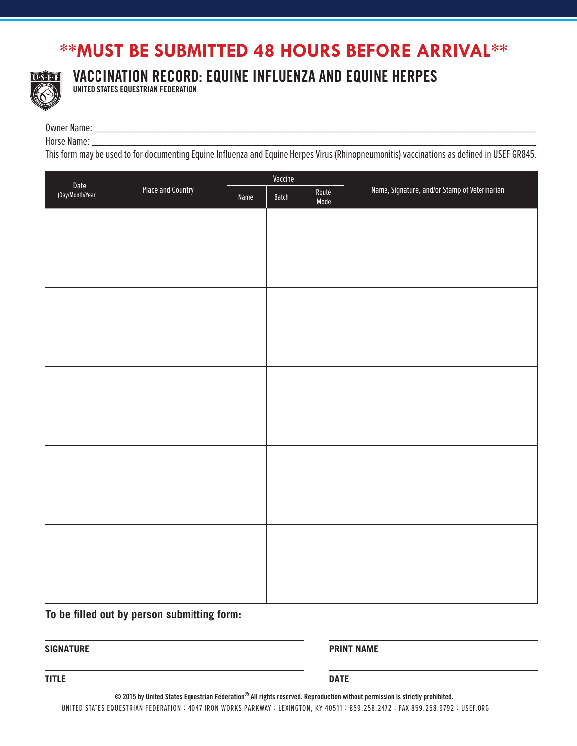# **MUST BE SUBMITTED 48 HOURS BEFORE ARRIVAL**

## VACCINATION RECORD: EQUINE INFLUENZA AND EQUINE HERPES

**UNITED STATES EQUESTRIAN FEDERATION**

Owner Name:\_\_\_\_\_\_\_\_\_\_\_\_\_\_\_\_\_\_\_\_\_\_\_\_\_\_\_\_\_\_\_\_\_\_\_\_\_\_\_\_\_\_\_\_

Horse Name: \_\_\_\_\_\_\_\_\_\_\_\_\_\_\_\_\_\_\_\_\_\_\_\_\_\_\_\_\_\_\_\_\_\_\_\_\_\_\_\_\_\_\_\_

This form may be used to for documenting Equine Influenza and Equine Herpes Virus (Rhinopneumonitis) vaccinations as defined in USEF GR845.

| Date (Day/Month/Year) | Place and Country | Vaccine | | | Name, Signature, and/or Stamp of Veterinarian |
|---|---|---|---|---|---|
| | | Name | Batch | Route Mode | |
| | | | | | |
| | | | | | |
| | | | | | |
| | | | | | |
| | | | | | |
| | | | | | |
| | | | | | |
| | | | | | |
| | | | | | |
| | | | | | |

**To be filled out by person submitting form:**

**SIGNATURE** \_\_\_\_\_\_\_\_\_\_\_\_\_\_\_\_\_\_\_\_

**PRINT NAME** \_\_\_\_\_\_\_\_\_\_\_\_\_\_\_\_\_\_\_\_

**TITLE** \_\_\_\_\_\_\_\_\_\_\_\_\_\_\_\_\_\_\_\_

**DATE** \_\_\_\_\_\_\_\_\_\_\_\_\_\_\_\_\_\_\_\_

**© 2015 by United States Equestrian Federation® All rights reserved. Reproduction without permission is strictly prohibited.**

UNITED STATES EQUESTRIAN FEDERATION : 4047 IRON WORKS PARKWAY : LEXINGTON, KY 40511 : 859.258.2472 : FAX 859.258.9792 : USEF.ORG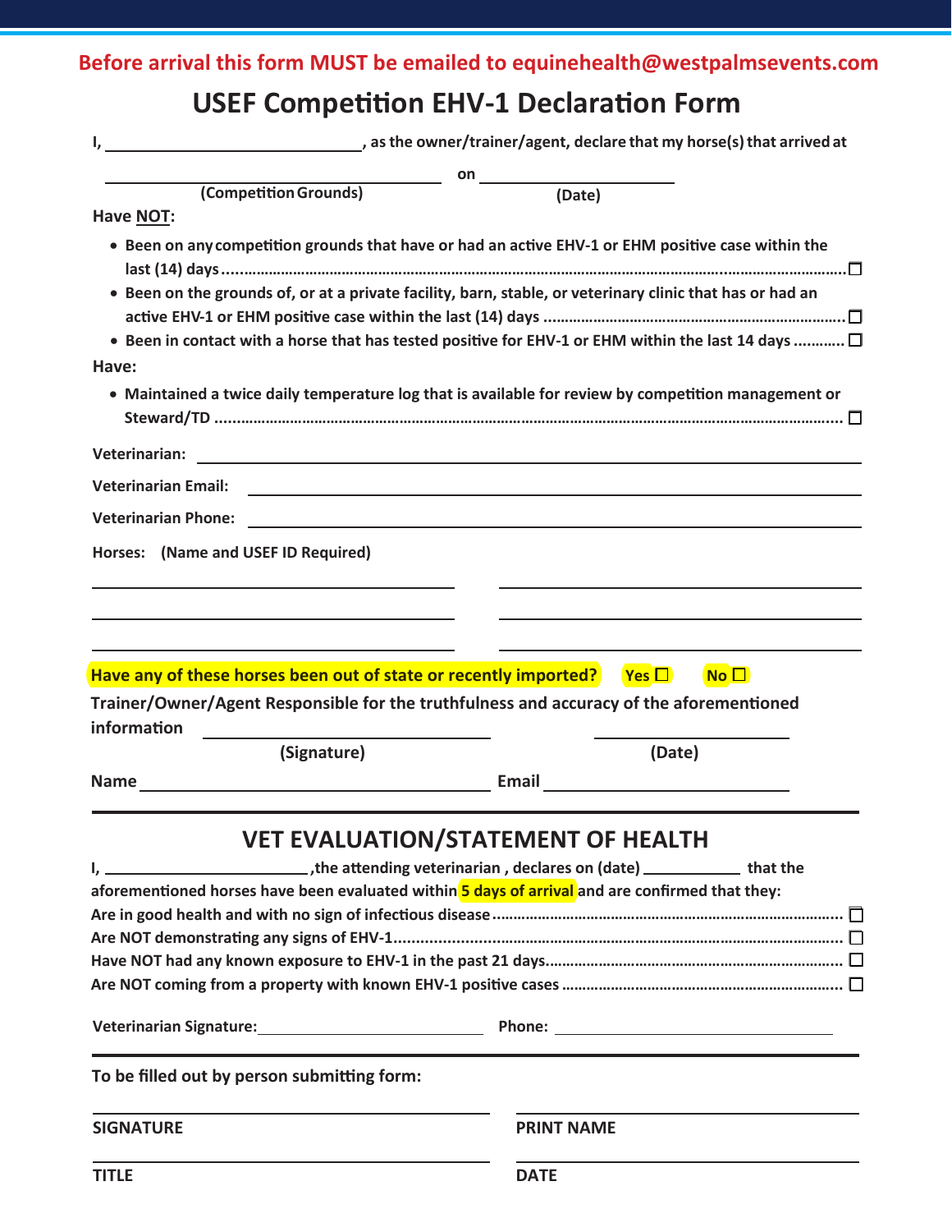**Before arrival this form MUST be emailed to equinehealth@westpalmsevents.com**

# USEF Competition EHV-1 Declaration Form

I, ______________________________, as the owner/trainer/agent, declare that my horse(s) that arrived at

______________________________ on ____________________
(Competition Grounds) (Date)

**Have NOT:**

- Been on any competition grounds that have or had an active EHV-1 or EHM positive case within the last (14) days .......... ☐
- Been on the grounds of, or at a private facility, barn, stable, or veterinary clinic that has or had an active EHV-1 or EHM positive case within the last (14) days .......... ☐
- Been in contact with a horse that has tested positive for EHV-1 or EHM within the last 14 days .......... ☐

**Have:**

- Maintained a twice daily temperature log that is available for review by competition management or Steward/TD .......... ☐

Veterinarian: ______________________________

Veterinarian Email: ______________________________

Veterinarian Phone: ______________________________

Horses: (Name and USEF ID Required)

______________________________ ______________________________

______________________________ ______________________________

______________________________ ______________________________

**Have any of these horses been out of state or recently imported?** Yes ☐ No ☐

Trainer/Owner/Agent Responsible for the truthfulness and accuracy of the aforementioned information ______________________________ ____________________
(Signature) (Date)

Name ______________________________ Email ______________________________

## VET EVALUATION/STATEMENT OF HEALTH

I, ____________________, the attending veterinarian , declares on (date) ____________ that the aforementioned horses have been evaluated within **5 days of arrival** and are confirmed that they:

Are in good health and with no sign of infectious disease .......... ☐
Are NOT demonstrating any signs of EHV-1.......... ☐
Have NOT had any known exposure to EHV-1 in the past 21 days.......... ☐
Are NOT coming from a property with known EHV-1 positive cases .......... ☐

Veterinarian Signature: ______________________________ Phone: ______________________________

**To be filled out by person submitting form:**

______________________________ ______________________________
SIGNATURE PRINT NAME

______________________________ ______________________________
TITLE DATE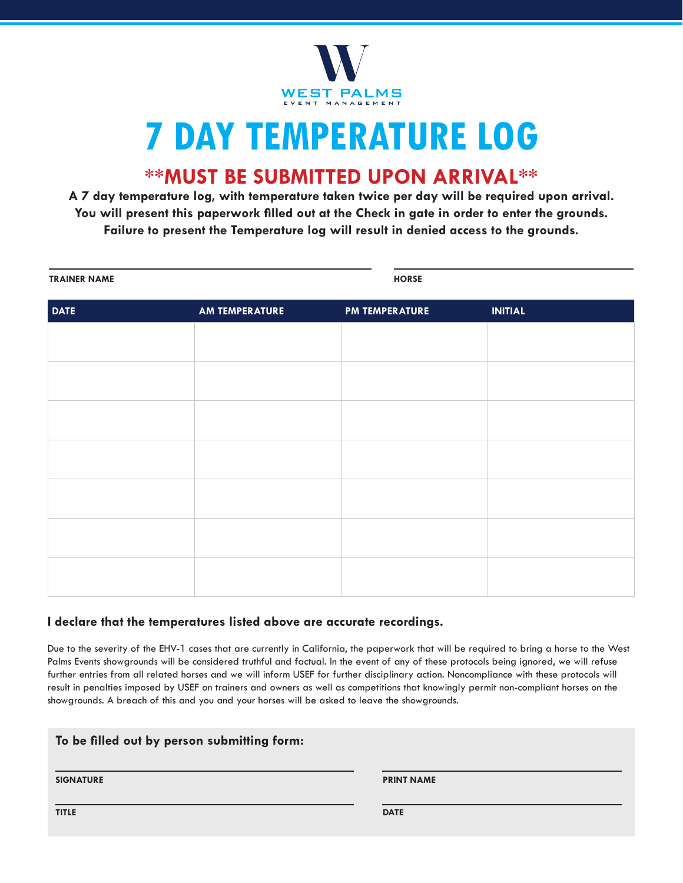WEST PALMS
EVENT MANAGEMENT

# 7 DAY TEMPERATURE LOG

## **MUST BE SUBMITTED UPON ARRIVAL**

**A 7 day temperature log, with temperature taken twice per day will be required upon arrival. You will present this paperwork filled out at the Check in gate in order to enter the grounds. Failure to present the Temperature log will result in denied access to the grounds.**

**TRAINER NAME** ______________________ **HORSE** ______________________

| DATE | AM TEMPERATURE | PM TEMPERATURE | INITIAL |
|---|---|---|---|
| | | | |
| | | | |
| | | | |
| | | | |
| | | | |
| | | | |
| | | | |

**I declare that the temperatures listed above are accurate recordings.**

Due to the severity of the EHV-1 cases that are currently in California, the paperwork that will be required to bring a horse to the West Palms Events showgrounds will be considered truthful and factual. In the event of any of these protocols being ignored, we will refuse further entries from all related horses and we will inform USEF for further disciplinary action. Noncompliance with these protocols will result in penalties imposed by USEF on trainers and owners as well as competitions that knowingly permit non-compliant horses on the showgrounds. A breach of this and you and your horses will be asked to leave the showgrounds.

**To be filled out by person submitting form:**

**SIGNATURE** ______________________ **PRINT NAME** ______________________

**TITLE** ______________________ **DATE** ______________________